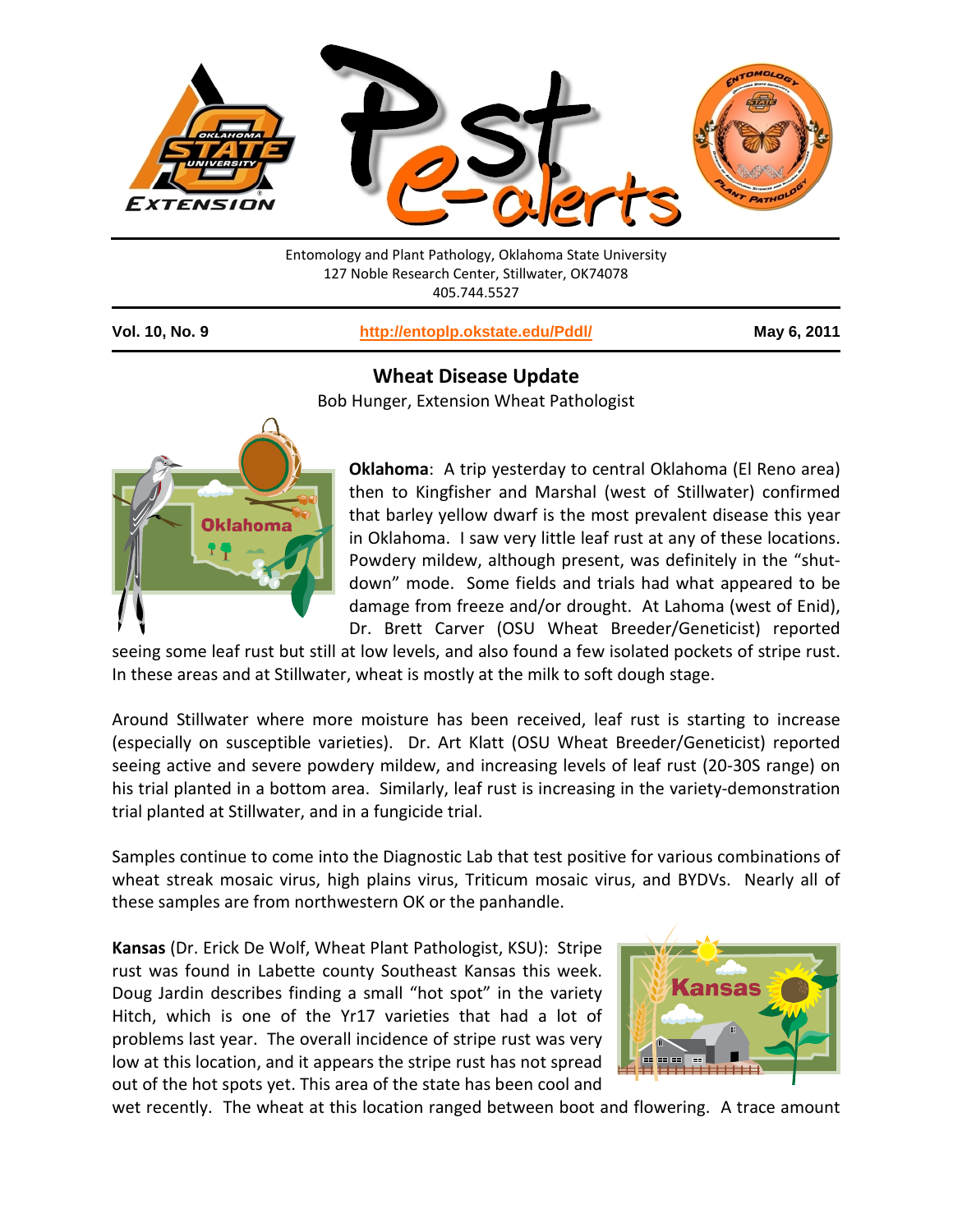Entomology and Plant Pathology, Oklahoma State University
127 Noble Research Center, Stillwater, OK74078
405.744.5527

**Vol. 10, No. 9** | http://entoplp.okstate.edu/Pddl/ | **May 6, 2011**

# Wheat Disease Update

Bob Hunger, Extension Wheat Pathologist

**Oklahoma**: A trip yesterday to central Oklahoma (El Reno area) then to Kingfisher and Marshal (west of Stillwater) confirmed that barley yellow dwarf is the most prevalent disease this year in Oklahoma. I saw very little leaf rust at any of these locations. Powdery mildew, although present, was definitely in the "shut-down" mode. Some fields and trials had what appeared to be damage from freeze and/or drought. At Lahoma (west of Enid), Dr. Brett Carver (OSU Wheat Breeder/Geneticist) reported seeing some leaf rust but still at low levels, and also found a few isolated pockets of stripe rust. In these areas and at Stillwater, wheat is mostly at the milk to soft dough stage.

Around Stillwater where more moisture has been received, leaf rust is starting to increase (especially on susceptible varieties). Dr. Art Klatt (OSU Wheat Breeder/Geneticist) reported seeing active and severe powdery mildew, and increasing levels of leaf rust (20-30S range) on his trial planted in a bottom area. Similarly, leaf rust is increasing in the variety-demonstration trial planted at Stillwater, and in a fungicide trial.

Samples continue to come into the Diagnostic Lab that test positive for various combinations of wheat streak mosaic virus, high plains virus, Triticum mosaic virus, and BYDVs. Nearly all of these samples are from northwestern OK or the panhandle.

**Kansas** (Dr. Erick De Wolf, Wheat Plant Pathologist, KSU): Stripe rust was found in Labette county Southeast Kansas this week. Doug Jardin describes finding a small "hot spot" in the variety Hitch, which is one of the Yr17 varieties that had a lot of problems last year. The overall incidence of stripe rust was very low at this location, and it appears the stripe rust has not spread out of the hot spots yet. This area of the state has been cool and wet recently. The wheat at this location ranged between boot and flowering. A trace amount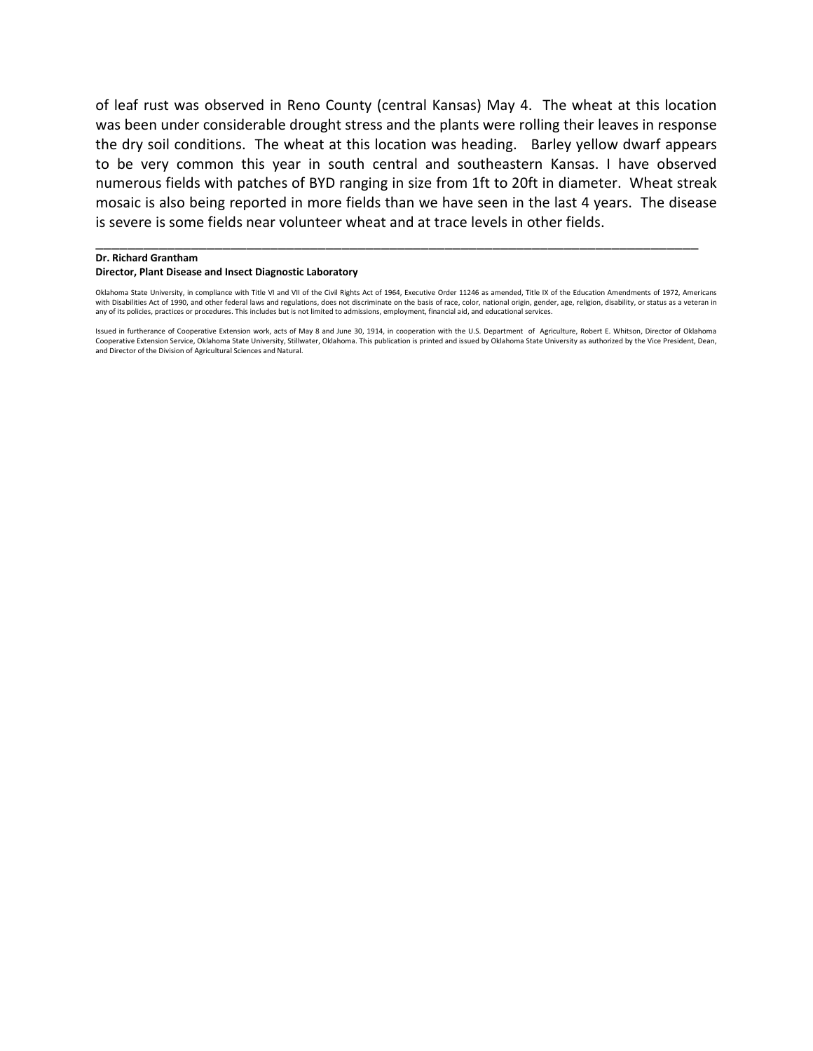of leaf rust was observed in Reno County (central Kansas) May 4. The wheat at this location was been under considerable drought stress and the plants were rolling their leaves in response the dry soil conditions. The wheat at this location was heading. Barley yellow dwarf appears to be very common this year in south central and southeastern Kansas. I have observed numerous fields with patches of BYD ranging in size from 1ft to 20ft in diameter. Wheat streak mosaic is also being reported in more fields than we have seen in the last 4 years. The disease is severe is some fields near volunteer wheat and at trace levels in other fields.

---

**Dr. Richard Grantham**
**Director, Plant Disease and Insect Diagnostic Laboratory**

Oklahoma State University, in compliance with Title VI and VII of the Civil Rights Act of 1964, Executive Order 11246 as amended, Title IX of the Education Amendments of 1972, Americans with Disabilities Act of 1990, and other federal laws and regulations, does not discriminate on the basis of race, color, national origin, gender, age, religion, disability, or status as a veteran in any of its policies, practices or procedures. This includes but is not limited to admissions, employment, financial aid, and educational services.

Issued in furtherance of Cooperative Extension work, acts of May 8 and June 30, 1914, in cooperation with the U.S. Department of Agriculture, Robert E. Whitson, Director of Oklahoma Cooperative Extension Service, Oklahoma State University, Stillwater, Oklahoma. This publication is printed and issued by Oklahoma State University as authorized by the Vice President, Dean, and Director of the Division of Agricultural Sciences and Natural.